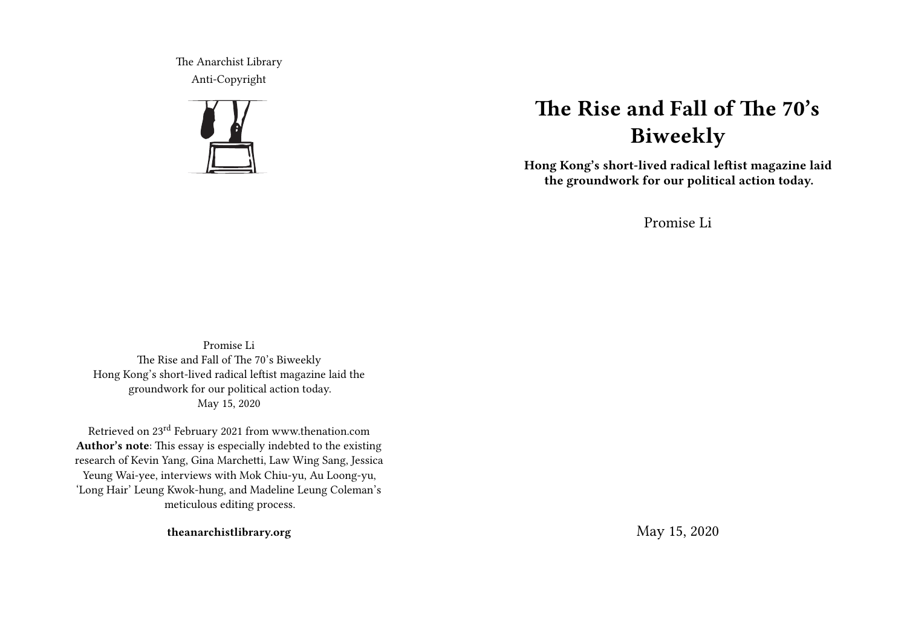The Anarchist Library
Anti-Copyright

Promise Li
The Rise and Fall of The 70's Biweekly
Hong Kong's short-lived radical leftist magazine laid the groundwork for our political action today.
May 15, 2020

Retrieved on 23rd February 2021 from www.thenation.com
**Author's note**: This essay is especially indebted to the existing research of Kevin Yang, Gina Marchetti, Law Wing Sang, Jessica Yeung Wai-yee, interviews with Mok Chiu-yu, Au Loong-yu, 'Long Hair' Leung Kwok-hung, and Madeline Leung Coleman's meticulous editing process.

**theanarchistlibrary.org**

# The Rise and Fall of The 70's Biweekly

**Hong Kong's short-lived radical leftist magazine laid the groundwork for our political action today.**

Promise Li

May 15, 2020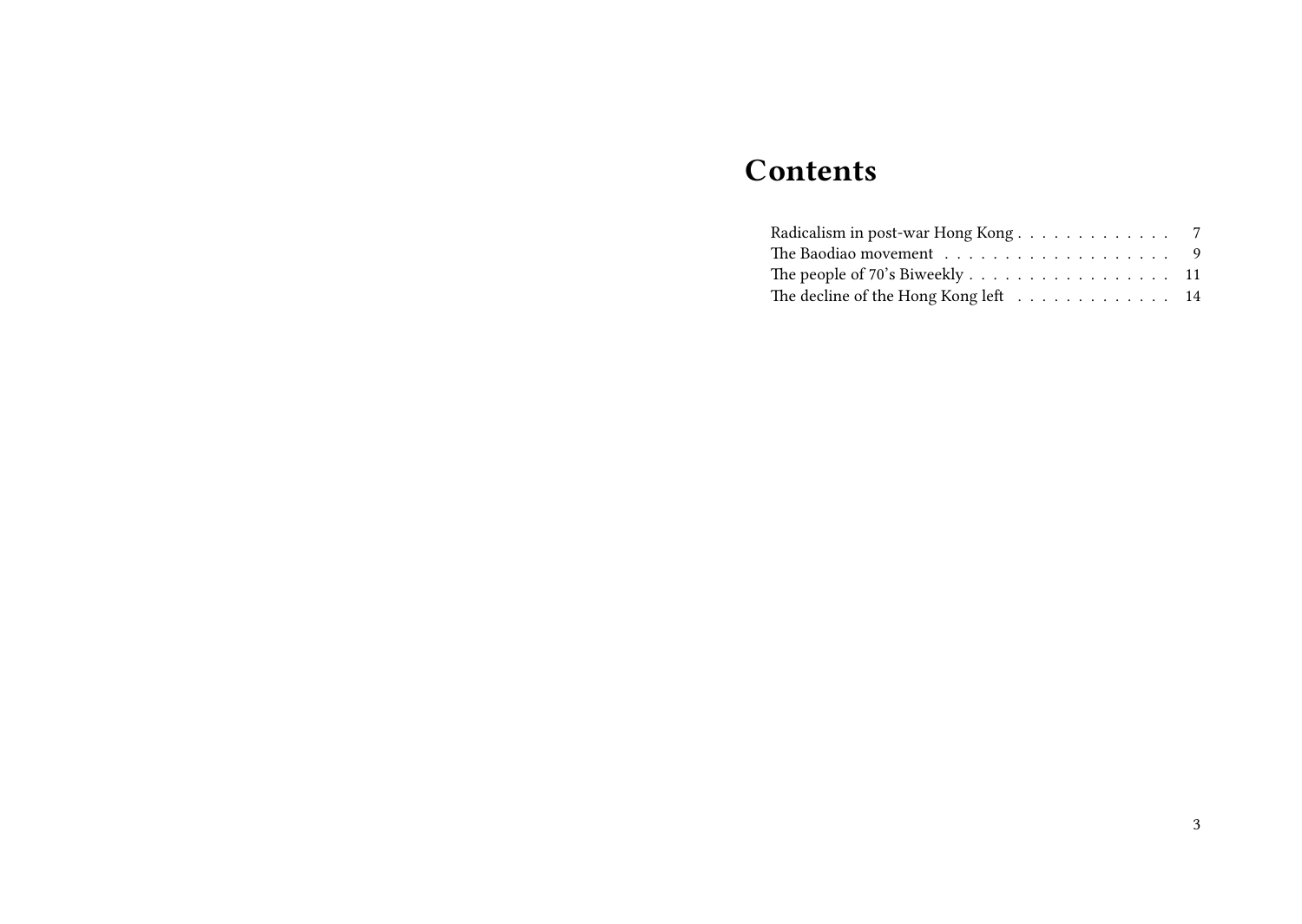# Contents

- Radicalism in post-war Hong Kong . . . . . . . . . . . . . 7
- The Baodiao movement . . . . . . . . . . . . . . . . . . . 9
- The people of 70's Biweekly . . . . . . . . . . . . . . . . 11
- The decline of the Hong Kong left . . . . . . . . . . . . . 14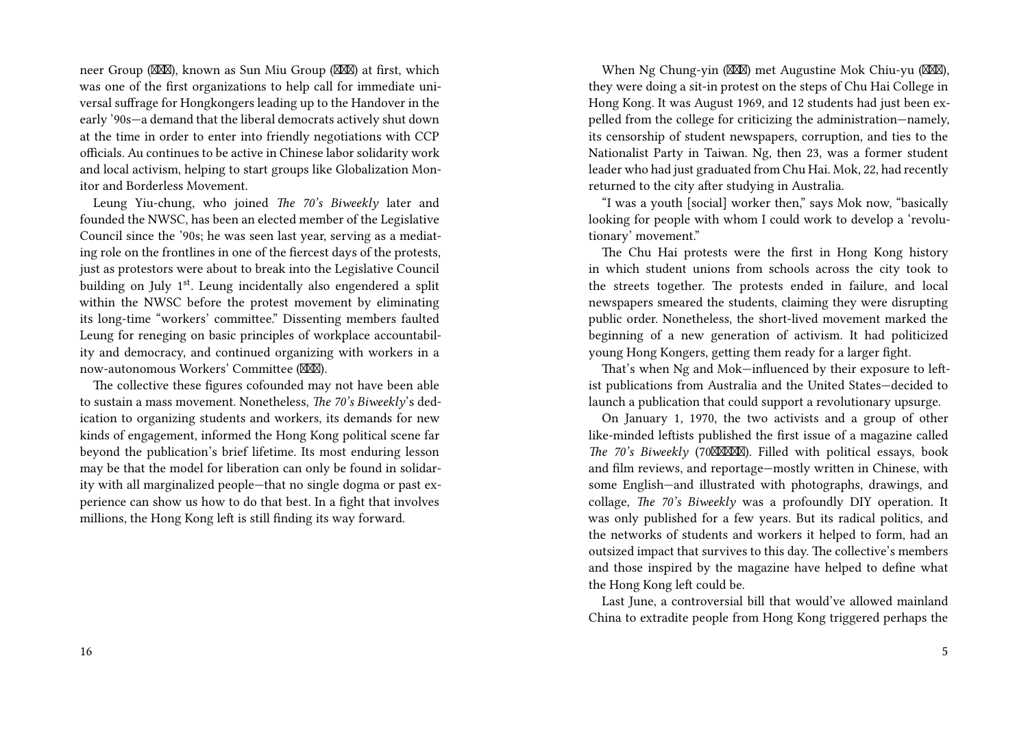neer Group (☒☒☒), known as Sun Miu Group (☒☒☒) at first, which was one of the first organizations to help call for immediate universal suffrage for Hongkongers leading up to the Handover in the early '90s—a demand that the liberal democrats actively shut down at the time in order to enter into friendly negotiations with CCP officials. Au continues to be active in Chinese labor solidarity work and local activism, helping to start groups like Globalization Monitor and Borderless Movement.

Leung Yiu-chung, who joined *The 70's Biweekly* later and founded the NWSC, has been an elected member of the Legislative Council since the '90s; he was seen last year, serving as a mediating role on the frontlines in one of the fiercest days of the protests, just as protestors were about to break into the Legislative Council building on July 1st. Leung incidentally also engendered a split within the NWSC before the protest movement by eliminating its long-time "workers' committee." Dissenting members faulted Leung for reneging on basic principles of workplace accountability and democracy, and continued organizing with workers in a now-autonomous Workers' Committee (☒☒☒).

The collective these figures cofounded may not have been able to sustain a mass movement. Nonetheless, *The 70's Biweekly*'s dedication to organizing students and workers, its demands for new kinds of engagement, informed the Hong Kong political scene far beyond the publication's brief lifetime. Its most enduring lesson may be that the model for liberation can only be found in solidarity with all marginalized people—that no single dogma or past experience can show us how to do that best. In a fight that involves millions, the Hong Kong left is still finding its way forward.

When Ng Chung-yin (☒☒☒) met Augustine Mok Chiu-yu (☒☒☒), they were doing a sit-in protest on the steps of Chu Hai College in Hong Kong. It was August 1969, and 12 students had just been expelled from the college for criticizing the administration—namely, its censorship of student newspapers, corruption, and ties to the Nationalist Party in Taiwan. Ng, then 23, was a former student leader who had just graduated from Chu Hai. Mok, 22, had recently returned to the city after studying in Australia.

"I was a youth [social] worker then," says Mok now, "basically looking for people with whom I could work to develop a 'revolutionary' movement."

The Chu Hai protests were the first in Hong Kong history in which student unions from schools across the city took to the streets together. The protests ended in failure, and local newspapers smeared the students, claiming they were disrupting public order. Nonetheless, the short-lived movement marked the beginning of a new generation of activism. It had politicized young Hong Kongers, getting them ready for a larger fight.

That's when Ng and Mok—influenced by their exposure to leftist publications from Australia and the United States—decided to launch a publication that could support a revolutionary upsurge.

On January 1, 1970, the two activists and a group of other like-minded leftists published the first issue of a magazine called *The 70's Biweekly* (70☒☒☒☒☒). Filled with political essays, book and film reviews, and reportage—mostly written in Chinese, with some English—and illustrated with photographs, drawings, and collage, *The 70's Biweekly* was a profoundly DIY operation. It was only published for a few years. But its radical politics, and the networks of students and workers it helped to form, had an outsized impact that survives to this day. The collective's members and those inspired by the magazine have helped to define what the Hong Kong left could be.

Last June, a controversial bill that would've allowed mainland China to extradite people from Hong Kong triggered perhaps the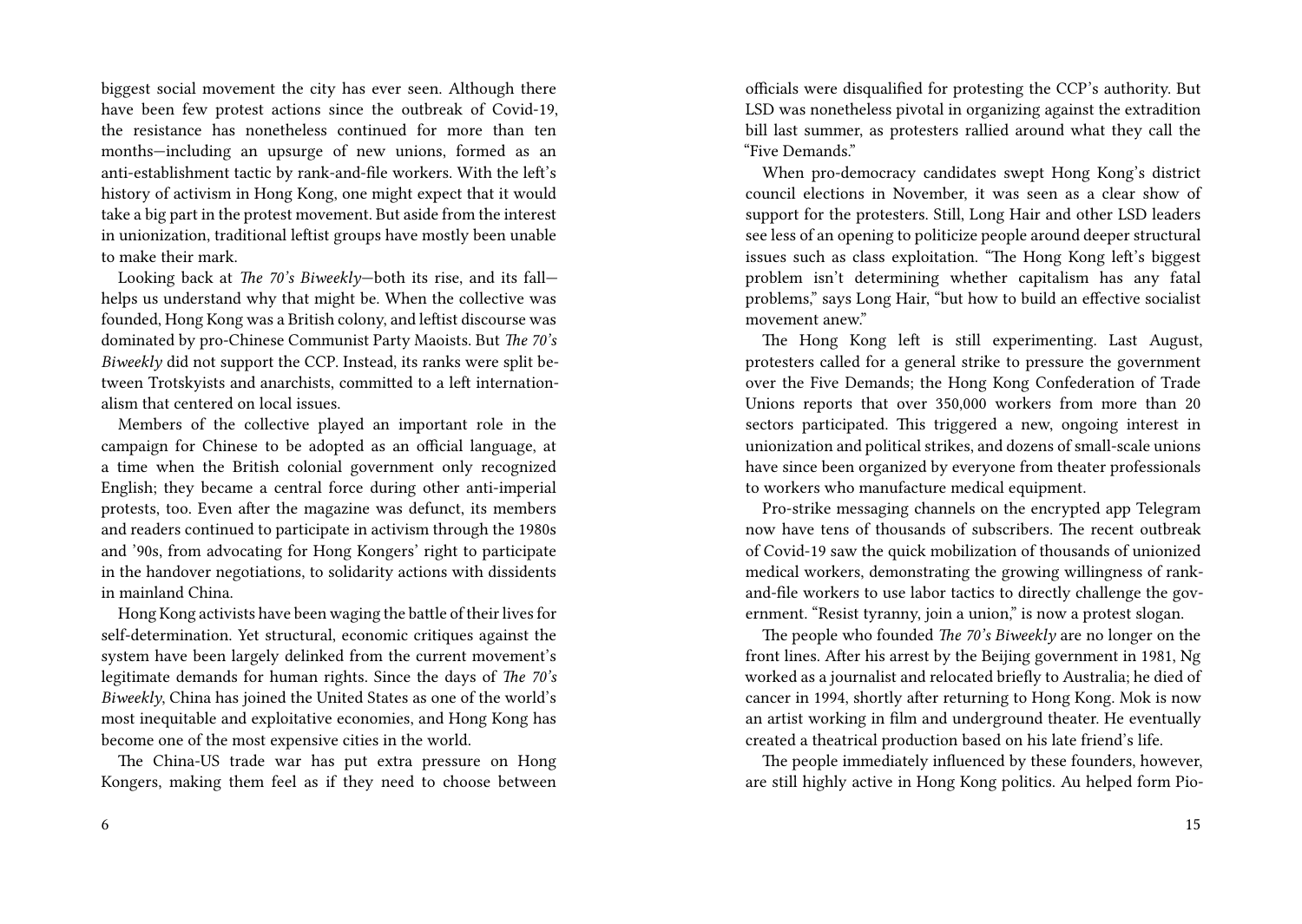biggest social movement the city has ever seen. Although there have been few protest actions since the outbreak of Covid-19, the resistance has nonetheless continued for more than ten months—including an upsurge of new unions, formed as an anti-establishment tactic by rank-and-file workers. With the left's history of activism in Hong Kong, one might expect that it would take a big part in the protest movement. But aside from the interest in unionization, traditional leftist groups have mostly been unable to make their mark.

Looking back at *The 70's Biweekly*—both its rise, and its fall—helps us understand why that might be. When the collective was founded, Hong Kong was a British colony, and leftist discourse was dominated by pro-Chinese Communist Party Maoists. But *The 70's Biweekly* did not support the CCP. Instead, its ranks were split between Trotskyists and anarchists, committed to a left internationalism that centered on local issues.

Members of the collective played an important role in the campaign for Chinese to be adopted as an official language, at a time when the British colonial government only recognized English; they became a central force during other anti-imperial protests, too. Even after the magazine was defunct, its members and readers continued to participate in activism through the 1980s and '90s, from advocating for Hong Kongers' right to participate in the handover negotiations, to solidarity actions with dissidents in mainland China.

Hong Kong activists have been waging the battle of their lives for self-determination. Yet structural, economic critiques against the system have been largely delinked from the current movement's legitimate demands for human rights. Since the days of *The 70's Biweekly*, China has joined the United States as one of the world's most inequitable and exploitative economies, and Hong Kong has become one of the most expensive cities in the world.

The China-US trade war has put extra pressure on Hong Kongers, making them feel as if they need to choose between

officials were disqualified for protesting the CCP's authority. But LSD was nonetheless pivotal in organizing against the extradition bill last summer, as protesters rallied around what they call the "Five Demands."

When pro-democracy candidates swept Hong Kong's district council elections in November, it was seen as a clear show of support for the protesters. Still, Long Hair and other LSD leaders see less of an opening to politicize people around deeper structural issues such as class exploitation. "The Hong Kong left's biggest problem isn't determining whether capitalism has any fatal problems," says Long Hair, "but how to build an effective socialist movement anew."

The Hong Kong left is still experimenting. Last August, protesters called for a general strike to pressure the government over the Five Demands; the Hong Kong Confederation of Trade Unions reports that over 350,000 workers from more than 20 sectors participated. This triggered a new, ongoing interest in unionization and political strikes, and dozens of small-scale unions have since been organized by everyone from theater professionals to workers who manufacture medical equipment.

Pro-strike messaging channels on the encrypted app Telegram now have tens of thousands of subscribers. The recent outbreak of Covid-19 saw the quick mobilization of thousands of unionized medical workers, demonstrating the growing willingness of rank-and-file workers to use labor tactics to directly challenge the government. "Resist tyranny, join a union," is now a protest slogan.

The people who founded *The 70's Biweekly* are no longer on the front lines. After his arrest by the Beijing government in 1981, Ng worked as a journalist and relocated briefly to Australia; he died of cancer in 1994, shortly after returning to Hong Kong. Mok is now an artist working in film and underground theater. He eventually created a theatrical production based on his late friend's life.

The people immediately influenced by these founders, however, are still highly active in Hong Kong politics. Au helped form Pio-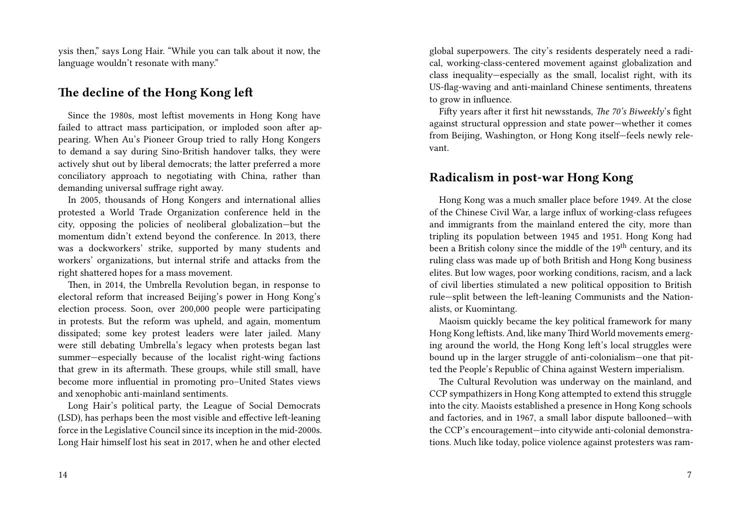ysis then," says Long Hair. "While you can talk about it now, the language wouldn't resonate with many."

## The decline of the Hong Kong left

Since the 1980s, most leftist movements in Hong Kong have failed to attract mass participation, or imploded soon after appearing. When Au's Pioneer Group tried to rally Hong Kongers to demand a say during Sino-British handover talks, they were actively shut out by liberal democrats; the latter preferred a more conciliatory approach to negotiating with China, rather than demanding universal suffrage right away.

In 2005, thousands of Hong Kongers and international allies protested a World Trade Organization conference held in the city, opposing the policies of neoliberal globalization—but the momentum didn't extend beyond the conference. In 2013, there was a dockworkers' strike, supported by many students and workers' organizations, but internal strife and attacks from the right shattered hopes for a mass movement.

Then, in 2014, the Umbrella Revolution began, in response to electoral reform that increased Beijing's power in Hong Kong's election process. Soon, over 200,000 people were participating in protests. But the reform was upheld, and again, momentum dissipated; some key protest leaders were later jailed. Many were still debating Umbrella's legacy when protests began last summer—especially because of the localist right-wing factions that grew in its aftermath. These groups, while still small, have become more influential in promoting pro–United States views and xenophobic anti-mainland sentiments.

Long Hair's political party, the League of Social Democrats (LSD), has perhaps been the most visible and effective left-leaning force in the Legislative Council since its inception in the mid-2000s. Long Hair himself lost his seat in 2017, when he and other elected

global superpowers. The city's residents desperately need a radical, working-class-centered movement against globalization and class inequality—especially as the small, localist right, with its US-flag-waving and anti-mainland Chinese sentiments, threatens to grow in influence.

Fifty years after it first hit newsstands, *The 70's Biweekly*'s fight against structural oppression and state power—whether it comes from Beijing, Washington, or Hong Kong itself—feels newly relevant.

## Radicalism in post-war Hong Kong

Hong Kong was a much smaller place before 1949. At the close of the Chinese Civil War, a large influx of working-class refugees and immigrants from the mainland entered the city, more than tripling its population between 1945 and 1951. Hong Kong had been a British colony since the middle of the 19th century, and its ruling class was made up of both British and Hong Kong business elites. But low wages, poor working conditions, racism, and a lack of civil liberties stimulated a new political opposition to British rule—split between the left-leaning Communists and the Nationalists, or Kuomintang.

Maoism quickly became the key political framework for many Hong Kong leftists. And, like many Third World movements emerging around the world, the Hong Kong left's local struggles were bound up in the larger struggle of anti-colonialism—one that pitted the People's Republic of China against Western imperialism.

The Cultural Revolution was underway on the mainland, and CCP sympathizers in Hong Kong attempted to extend this struggle into the city. Maoists established a presence in Hong Kong schools and factories, and in 1967, a small labor dispute ballooned—with the CCP's encouragement—into citywide anti-colonial demonstrations. Much like today, police violence against protesters was ram-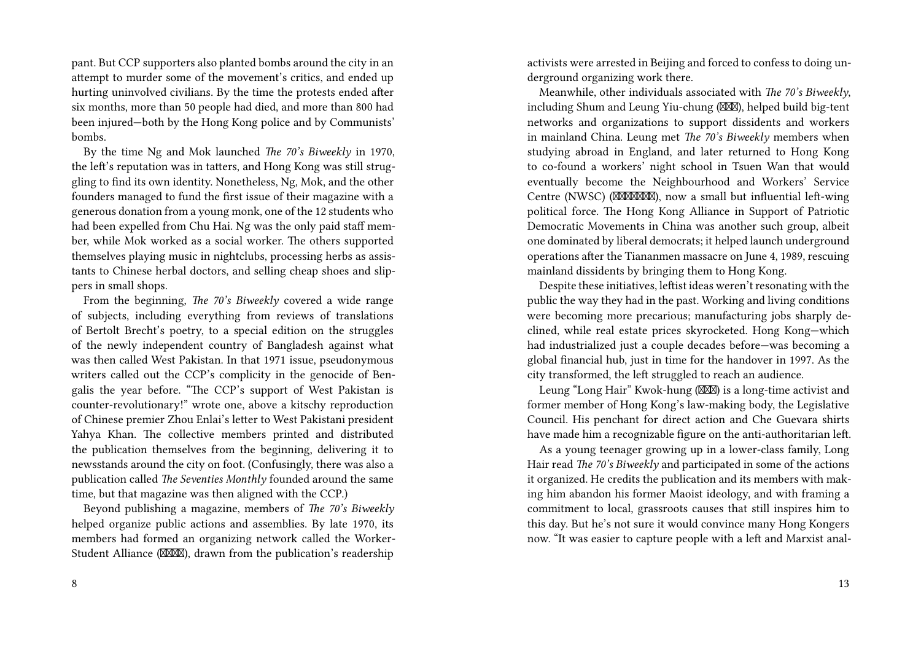pant. But CCP supporters also planted bombs around the city in an attempt to murder some of the movement's critics, and ended up hurting uninvolved civilians. By the time the protests ended after six months, more than 50 people had died, and more than 800 had been injured—both by the Hong Kong police and by Communists' bombs.

By the time Ng and Mok launched *The 70's Biweekly* in 1970, the left's reputation was in tatters, and Hong Kong was still struggling to find its own identity. Nonetheless, Ng, Mok, and the other founders managed to fund the first issue of their magazine with a generous donation from a young monk, one of the 12 students who had been expelled from Chu Hai. Ng was the only paid staff member, while Mok worked as a social worker. The others supported themselves playing music in nightclubs, processing herbs as assistants to Chinese herbal doctors, and selling cheap shoes and slippers in small shops.

From the beginning, *The 70's Biweekly* covered a wide range of subjects, including everything from reviews of translations of Bertolt Brecht's poetry, to a special edition on the struggles of the newly independent country of Bangladesh against what was then called West Pakistan. In that 1971 issue, pseudonymous writers called out the CCP's complicity in the genocide of Bengalis the year before. "The CCP's support of West Pakistan is counter-revolutionary!" wrote one, above a kitschy reproduction of Chinese premier Zhou Enlai's letter to West Pakistani president Yahya Khan. The collective members printed and distributed the publication themselves from the beginning, delivering it to newsstands around the city on foot. (Confusingly, there was also a publication called *The Seventies Monthly* founded around the same time, but that magazine was then aligned with the CCP.)

Beyond publishing a magazine, members of *The 70's Biweekly* helped organize public actions and assemblies. By late 1970, its members had formed an organizing network called the Worker-Student Alliance (工學聯盟), drawn from the publication's readership

activists were arrested in Beijing and forced to confess to doing underground organizing work there.

Meanwhile, other individuals associated with *The 70's Biweekly*, including Shum and Leung Yiu-chung (梁耀忠), helped build big-tent networks and organizations to support dissidents and workers in mainland China. Leung met *The 70's Biweekly* members when studying abroad in England, and later returned to Hong Kong to co-found a workers' night school in Tsuen Wan that would eventually become the Neighbourhood and Workers' Service Centre (NWSC) (街坊工友服務處), now a small but influential left-wing political force. The Hong Kong Alliance in Support of Patriotic Democratic Movements in China was another such group, albeit one dominated by liberal democrats; it helped launch underground operations after the Tiananmen massacre on June 4, 1989, rescuing mainland dissidents by bringing them to Hong Kong.

Despite these initiatives, leftist ideas weren't resonating with the public the way they had in the past. Working and living conditions were becoming more precarious; manufacturing jobs sharply declined, while real estate prices skyrocketed. Hong Kong—which had industrialized just a couple decades before—was becoming a global financial hub, just in time for the handover in 1997. As the city transformed, the left struggled to reach an audience.

Leung "Long Hair" Kwok-hung (梁國雄) is a long-time activist and former member of Hong Kong's law-making body, the Legislative Council. His penchant for direct action and Che Guevara shirts have made him a recognizable figure on the anti-authoritarian left.

As a young teenager growing up in a lower-class family, Long Hair read *The 70's Biweekly* and participated in some of the actions it organized. He credits the publication and its members with making him abandon his former Maoist ideology, and with framing a commitment to local, grassroots causes that still inspires him to this day. But he's not sure it would convince many Hong Kongers now. "It was easier to capture people with a left and Marxist anal-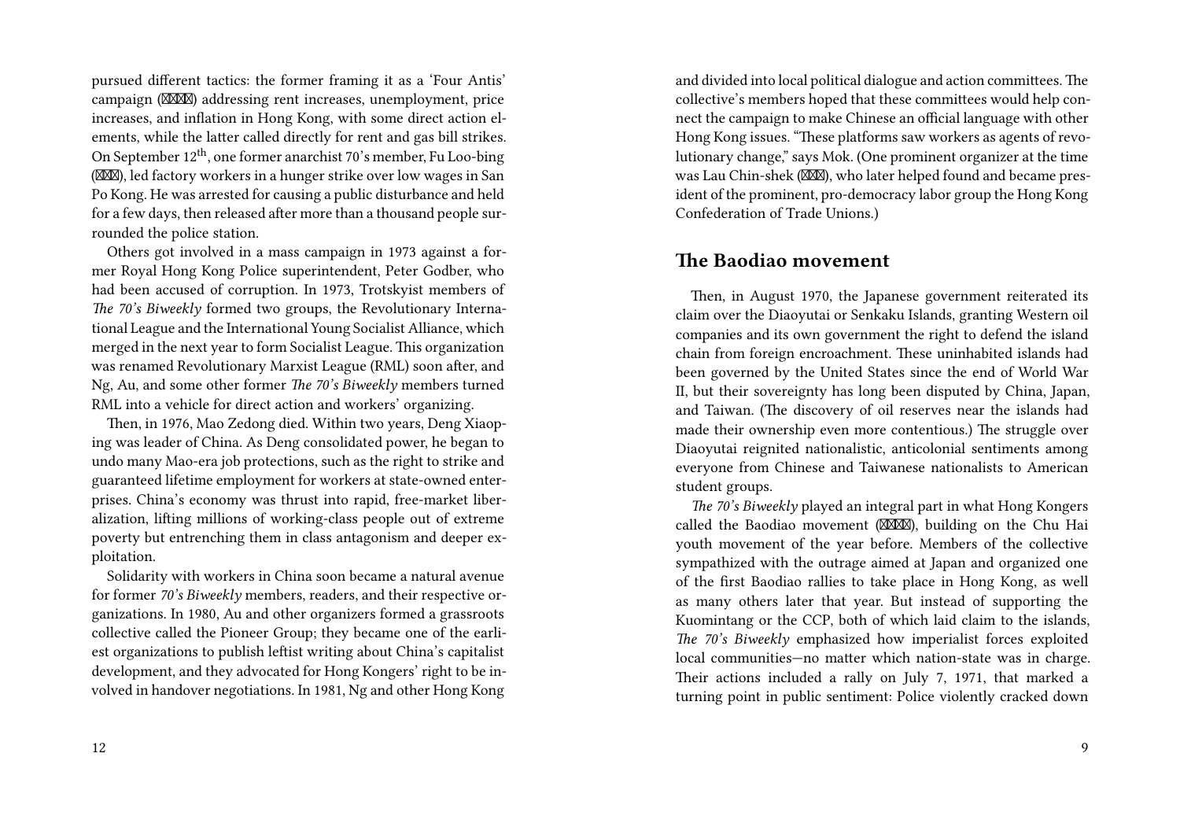pursued different tactics: the former framing it as a 'Four Antis' campaign (⊠⊠⊠⊠) addressing rent increases, unemployment, price increases, and inflation in Hong Kong, with some direct action elements, while the latter called directly for rent and gas bill strikes. On September 12th, one former anarchist 70's member, Fu Loo-bing (⊠⊠⊠), led factory workers in a hunger strike over low wages in San Po Kong. He was arrested for causing a public disturbance and held for a few days, then released after more than a thousand people surrounded the police station.

Others got involved in a mass campaign in 1973 against a former Royal Hong Kong Police superintendent, Peter Godber, who had been accused of corruption. In 1973, Trotskyist members of *The 70's Biweekly* formed two groups, the Revolutionary International League and the International Young Socialist Alliance, which merged in the next year to form Socialist League. This organization was renamed Revolutionary Marxist League (RML) soon after, and Ng, Au, and some other former *The 70's Biweekly* members turned RML into a vehicle for direct action and workers' organizing.

Then, in 1976, Mao Zedong died. Within two years, Deng Xiaoping was leader of China. As Deng consolidated power, he began to undo many Mao-era job protections, such as the right to strike and guaranteed lifetime employment for workers at state-owned enterprises. China's economy was thrust into rapid, free-market liberalization, lifting millions of working-class people out of extreme poverty but entrenching them in class antagonism and deeper exploitation.

Solidarity with workers in China soon became a natural avenue for former *70's Biweekly* members, readers, and their respective organizations. In 1980, Au and other organizers formed a grassroots collective called the Pioneer Group; they became one of the earliest organizations to publish leftist writing about China's capitalist development, and they advocated for Hong Kongers' right to be involved in handover negotiations. In 1981, Ng and other Hong Kong

and divided into local political dialogue and action committees. The collective's members hoped that these committees would help connect the campaign to make Chinese an official language with other Hong Kong issues. "These platforms saw workers as agents of revolutionary change," says Mok. (One prominent organizer at the time was Lau Chin-shek (⊠⊠⊠), who later helped found and became president of the prominent, pro-democracy labor group the Hong Kong Confederation of Trade Unions.)

## The Baodiao movement

Then, in August 1970, the Japanese government reiterated its claim over the Diaoyutai or Senkaku Islands, granting Western oil companies and its own government the right to defend the island chain from foreign encroachment. These uninhabited islands had been governed by the United States since the end of World War II, but their sovereignty has long been disputed by China, Japan, and Taiwan. (The discovery of oil reserves near the islands had made their ownership even more contentious.) The struggle over Diaoyutai reignited nationalistic, anticolonial sentiments among everyone from Chinese and Taiwanese nationalists to American student groups.

*The 70's Biweekly* played an integral part in what Hong Kongers called the Baodiao movement (⊠⊠⊠⊠), building on the Chu Hai youth movement of the year before. Members of the collective sympathized with the outrage aimed at Japan and organized one of the first Baodiao rallies to take place in Hong Kong, as well as many others later that year. But instead of supporting the Kuomintang or the CCP, both of which laid claim to the islands, *The 70's Biweekly* emphasized how imperialist forces exploited local communities—no matter which nation-state was in charge. Their actions included a rally on July 7, 1971, that marked a turning point in public sentiment: Police violently cracked down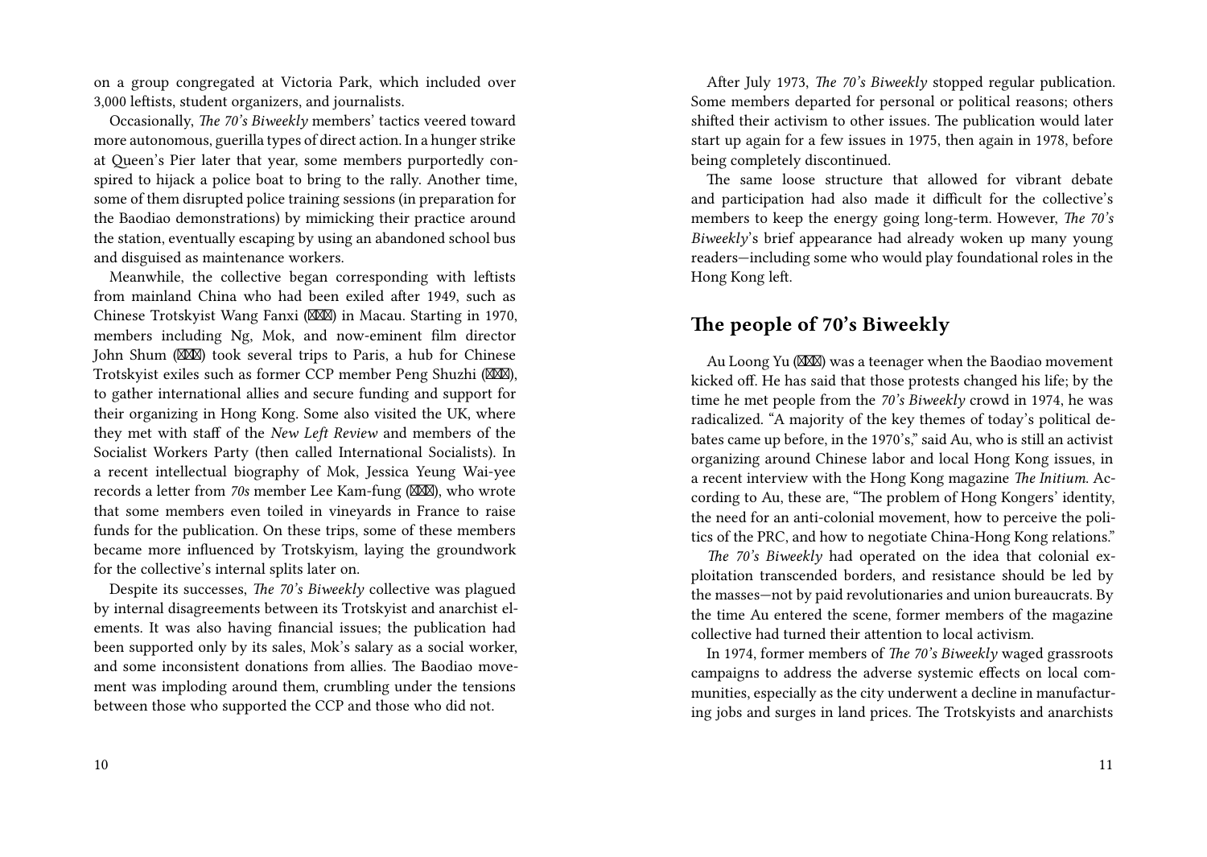on a group congregated at Victoria Park, which included over 3,000 leftists, student organizers, and journalists.

Occasionally, *The 70's Biweekly* members' tactics veered toward more autonomous, guerilla types of direct action. In a hunger strike at Queen's Pier later that year, some members purportedly conspired to hijack a police boat to bring to the rally. Another time, some of them disrupted police training sessions (in preparation for the Baodiao demonstrations) by mimicking their practice around the station, eventually escaping by using an abandoned school bus and disguised as maintenance workers.

Meanwhile, the collective began corresponding with leftists from mainland China who had been exiled after 1949, such as Chinese Trotskyist Wang Fanxi (⊠⊠⊠) in Macau. Starting in 1970, members including Ng, Mok, and now-eminent film director John Shum (⊠⊠⊠) took several trips to Paris, a hub for Chinese Trotskyist exiles such as former CCP member Peng Shuzhi (⊠⊠⊠), to gather international allies and secure funding and support for their organizing in Hong Kong. Some also visited the UK, where they met with staff of the *New Left Review* and members of the Socialist Workers Party (then called International Socialists). In a recent intellectual biography of Mok, Jessica Yeung Wai-yee records a letter from *70s* member Lee Kam-fung (⊠⊠⊠), who wrote that some members even toiled in vineyards in France to raise funds for the publication. On these trips, some of these members became more influenced by Trotskyism, laying the groundwork for the collective's internal splits later on.

Despite its successes, *The 70's Biweekly* collective was plagued by internal disagreements between its Trotskyist and anarchist elements. It was also having financial issues; the publication had been supported only by its sales, Mok's salary as a social worker, and some inconsistent donations from allies. The Baodiao movement was imploding around them, crumbling under the tensions between those who supported the CCP and those who did not.

After July 1973, *The 70's Biweekly* stopped regular publication. Some members departed for personal or political reasons; others shifted their activism to other issues. The publication would later start up again for a few issues in 1975, then again in 1978, before being completely discontinued.

The same loose structure that allowed for vibrant debate and participation had also made it difficult for the collective's members to keep the energy going long-term. However, *The 70's Biweekly*'s brief appearance had already woken up many young readers—including some who would play foundational roles in the Hong Kong left.

## The people of 70's Biweekly

Au Loong Yu (⊠⊠⊠) was a teenager when the Baodiao movement kicked off. He has said that those protests changed his life; by the time he met people from the *70's Biweekly* crowd in 1974, he was radicalized. "A majority of the key themes of today's political debates came up before, in the 1970's," said Au, who is still an activist organizing around Chinese labor and local Hong Kong issues, in a recent interview with the Hong Kong magazine *The Initium*. According to Au, these are, "The problem of Hong Kongers' identity, the need for an anti-colonial movement, how to perceive the politics of the PRC, and how to negotiate China-Hong Kong relations."

*The 70's Biweekly* had operated on the idea that colonial exploitation transcended borders, and resistance should be led by the masses—not by paid revolutionaries and union bureaucrats. By the time Au entered the scene, former members of the magazine collective had turned their attention to local activism.

In 1974, former members of *The 70's Biweekly* waged grassroots campaigns to address the adverse systemic effects on local communities, especially as the city underwent a decline in manufacturing jobs and surges in land prices. The Trotskyists and anarchists